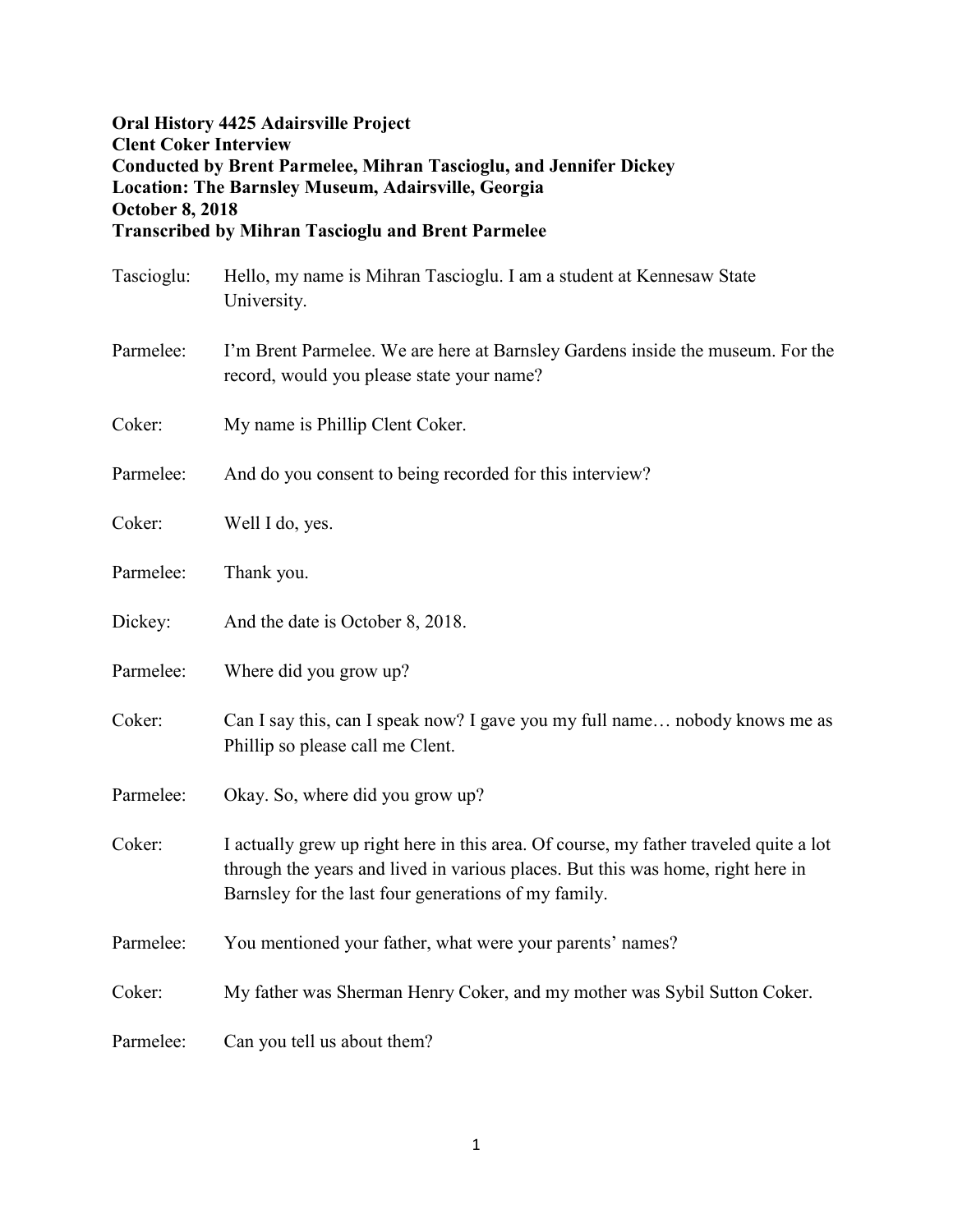**Oral History 4425 Adairsville Project**
**Clent Coker Interview**
**Conducted by Brent Parmelee, Mihran Tascioglu, and Jennifer Dickey**
**Location: The Barnsley Museum, Adairsville, Georgia**
**October 8, 2018**
**Transcribed by Mihran Tascioglu and Brent Parmelee**

Tascioglu: Hello, my name is Mihran Tascioglu. I am a student at Kennesaw State University.

Parmelee: I'm Brent Parmelee. We are here at Barnsley Gardens inside the museum. For the record, would you please state your name?

Coker: My name is Phillip Clent Coker.

Parmelee: And do you consent to being recorded for this interview?

Coker: Well I do, yes.

Parmelee: Thank you.

Dickey: And the date is October 8, 2018.

Parmelee: Where did you grow up?

Coker: Can I say this, can I speak now? I gave you my full name… nobody knows me as Phillip so please call me Clent.

Parmelee: Okay. So, where did you grow up?

Coker: I actually grew up right here in this area. Of course, my father traveled quite a lot through the years and lived in various places. But this was home, right here in Barnsley for the last four generations of my family.

Parmelee: You mentioned your father, what were your parents' names?

Coker: My father was Sherman Henry Coker, and my mother was Sybil Sutton Coker.

Parmelee: Can you tell us about them?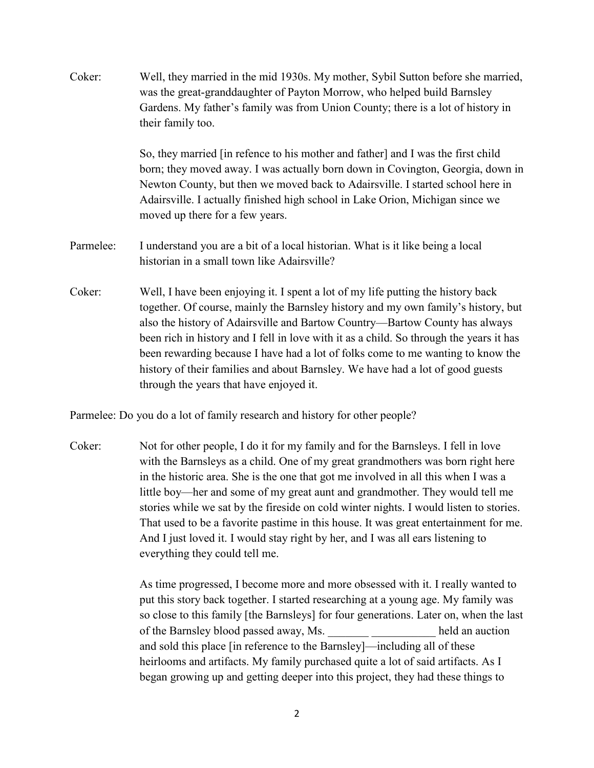Coker: Well, they married in the mid 1930s. My mother, Sybil Sutton before she married, was the great-granddaughter of Payton Morrow, who helped build Barnsley Gardens. My father's family was from Union County; there is a lot of history in their family too.

So, they married [in refence to his mother and father] and I was the first child born; they moved away. I was actually born down in Covington, Georgia, down in Newton County, but then we moved back to Adairsville. I started school here in Adairsville. I actually finished high school in Lake Orion, Michigan since we moved up there for a few years.

Parmelee: I understand you are a bit of a local historian. What is it like being a local historian in a small town like Adairsville?

Coker: Well, I have been enjoying it. I spent a lot of my life putting the history back together. Of course, mainly the Barnsley history and my own family's history, but also the history of Adairsville and Bartow Country—Bartow County has always been rich in history and I fell in love with it as a child. So through the years it has been rewarding because I have had a lot of folks come to me wanting to know the history of their families and about Barnsley. We have had a lot of good guests through the years that have enjoyed it.

Parmelee: Do you do a lot of family research and history for other people?

Coker: Not for other people, I do it for my family and for the Barnsleys. I fell in love with the Barnsleys as a child. One of my great grandmothers was born right here in the historic area. She is the one that got me involved in all this when I was a little boy—her and some of my great aunt and grandmother. They would tell me stories while we sat by the fireside on cold winter nights. I would listen to stories. That used to be a favorite pastime in this house. It was great entertainment for me. And I just loved it. I would stay right by her, and I was all ears listening to everything they could tell me.

As time progressed, I become more and more obsessed with it. I really wanted to put this story back together. I started researching at a young age. My family was so close to this family [the Barnsleys] for four generations. Later on, when the last of the Barnsley blood passed away, Ms. _______ ___________ held an auction and sold this place [in reference to the Barnsley]—including all of these heirlooms and artifacts. My family purchased quite a lot of said artifacts. As I began growing up and getting deeper into this project, they had these things to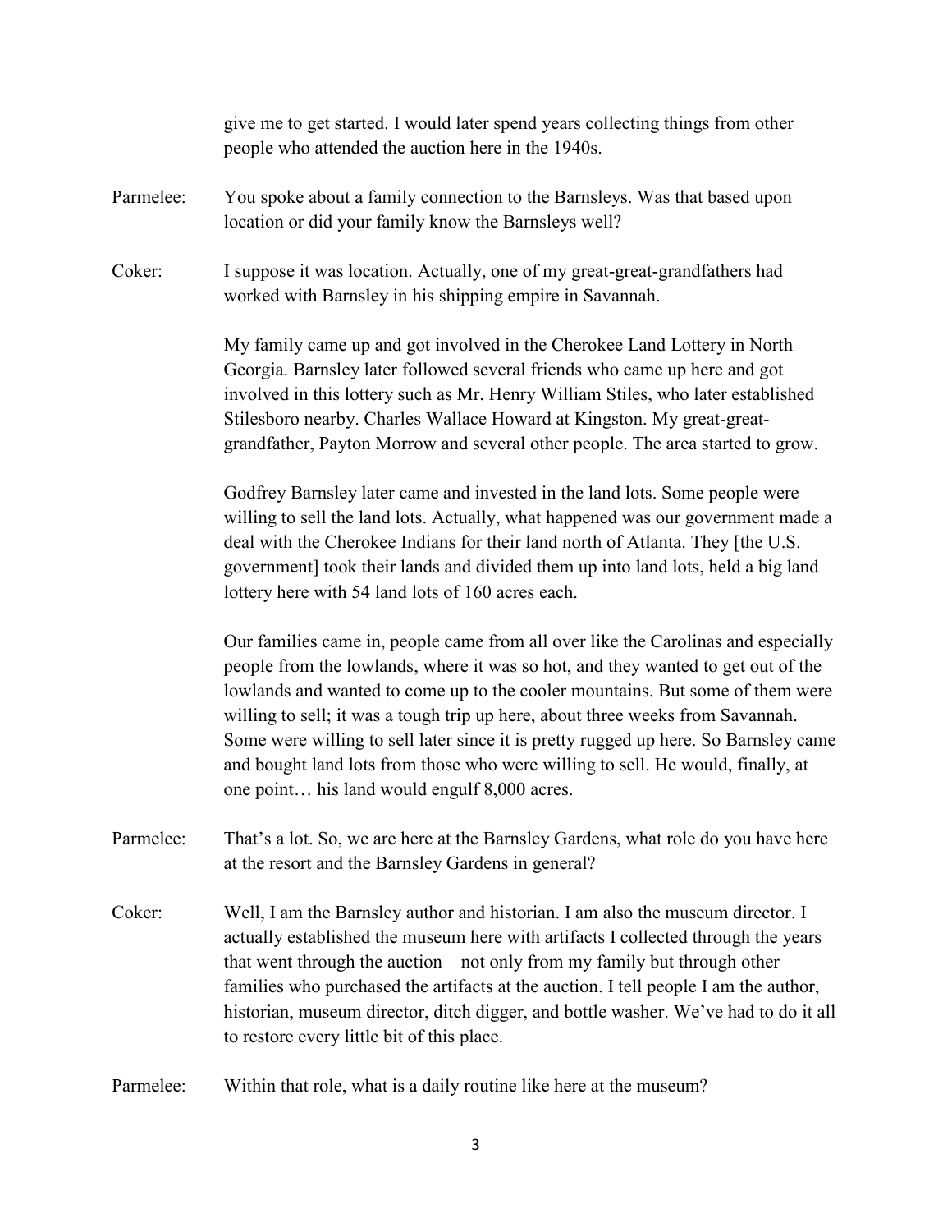give me to get started. I would later spend years collecting things from other people who attended the auction here in the 1940s.

Parmelee: You spoke about a family connection to the Barnsleys. Was that based upon location or did your family know the Barnsleys well?

Coker: I suppose it was location. Actually, one of my great-great-grandfathers had worked with Barnsley in his shipping empire in Savannah.

My family came up and got involved in the Cherokee Land Lottery in North Georgia. Barnsley later followed several friends who came up here and got involved in this lottery such as Mr. Henry William Stiles, who later established Stilesboro nearby. Charles Wallace Howard at Kingston. My great-great-grandfather, Payton Morrow and several other people. The area started to grow.

Godfrey Barnsley later came and invested in the land lots. Some people were willing to sell the land lots. Actually, what happened was our government made a deal with the Cherokee Indians for their land north of Atlanta. They [the U.S. government] took their lands and divided them up into land lots, held a big land lottery here with 54 land lots of 160 acres each.

Our families came in, people came from all over like the Carolinas and especially people from the lowlands, where it was so hot, and they wanted to get out of the lowlands and wanted to come up to the cooler mountains. But some of them were willing to sell; it was a tough trip up here, about three weeks from Savannah. Some were willing to sell later since it is pretty rugged up here. So Barnsley came and bought land lots from those who were willing to sell. He would, finally, at one point… his land would engulf 8,000 acres.

Parmelee: That's a lot. So, we are here at the Barnsley Gardens, what role do you have here at the resort and the Barnsley Gardens in general?

Coker: Well, I am the Barnsley author and historian. I am also the museum director. I actually established the museum here with artifacts I collected through the years that went through the auction—not only from my family but through other families who purchased the artifacts at the auction. I tell people I am the author, historian, museum director, ditch digger, and bottle washer. We've had to do it all to restore every little bit of this place.

Parmelee: Within that role, what is a daily routine like here at the museum?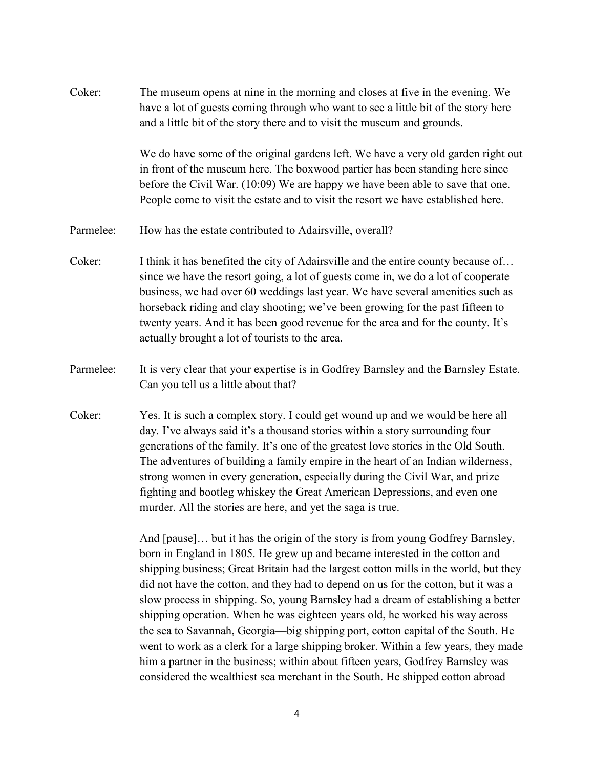Coker: The museum opens at nine in the morning and closes at five in the evening. We have a lot of guests coming through who want to see a little bit of the story here and a little bit of the story there and to visit the museum and grounds.

We do have some of the original gardens left. We have a very old garden right out in front of the museum here. The boxwood partier has been standing here since before the Civil War. (10:09) We are happy we have been able to save that one. People come to visit the estate and to visit the resort we have established here.

Parmelee: How has the estate contributed to Adairsville, overall?

Coker: I think it has benefited the city of Adairsville and the entire county because of… since we have the resort going, a lot of guests come in, we do a lot of cooperate business, we had over 60 weddings last year. We have several amenities such as horseback riding and clay shooting; we've been growing for the past fifteen to twenty years. And it has been good revenue for the area and for the county. It's actually brought a lot of tourists to the area.

Parmelee: It is very clear that your expertise is in Godfrey Barnsley and the Barnsley Estate. Can you tell us a little about that?

Coker: Yes. It is such a complex story. I could get wound up and we would be here all day. I've always said it's a thousand stories within a story surrounding four generations of the family. It's one of the greatest love stories in the Old South. The adventures of building a family empire in the heart of an Indian wilderness, strong women in every generation, especially during the Civil War, and prize fighting and bootleg whiskey the Great American Depressions, and even one murder. All the stories are here, and yet the saga is true.

And [pause]… but it has the origin of the story is from young Godfrey Barnsley, born in England in 1805. He grew up and became interested in the cotton and shipping business; Great Britain had the largest cotton mills in the world, but they did not have the cotton, and they had to depend on us for the cotton, but it was a slow process in shipping. So, young Barnsley had a dream of establishing a better shipping operation. When he was eighteen years old, he worked his way across the sea to Savannah, Georgia—big shipping port, cotton capital of the South. He went to work as a clerk for a large shipping broker. Within a few years, they made him a partner in the business; within about fifteen years, Godfrey Barnsley was considered the wealthiest sea merchant in the South. He shipped cotton abroad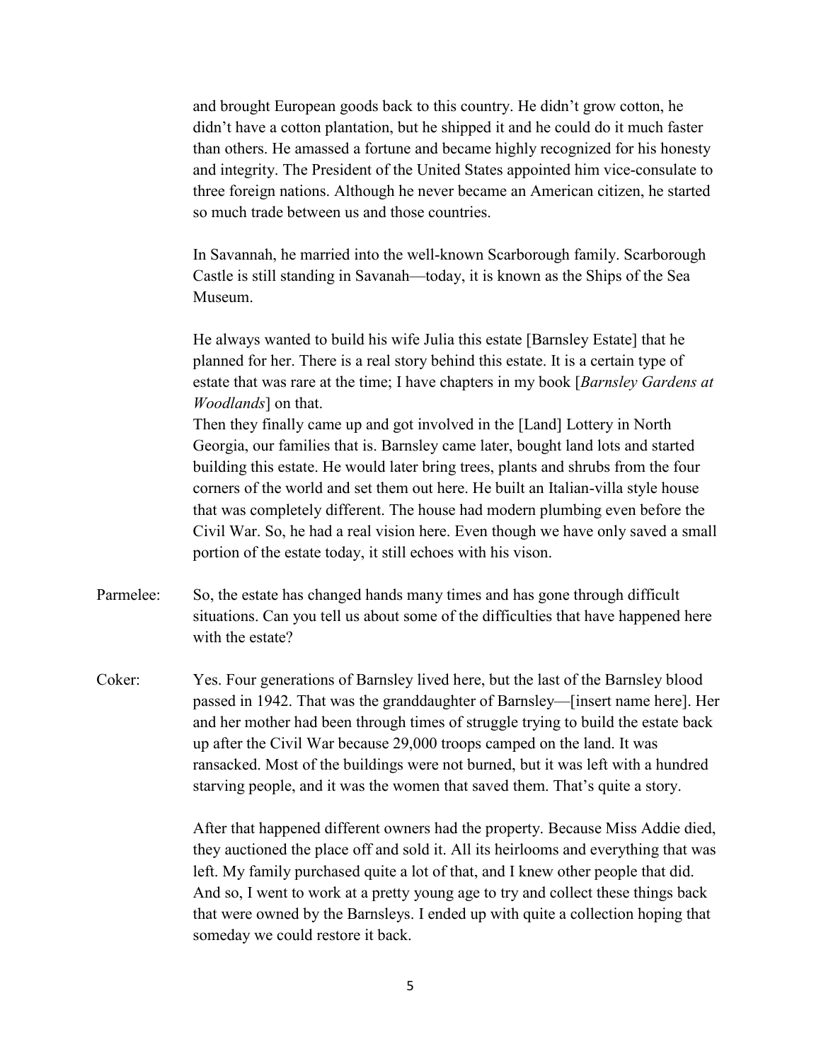and brought European goods back to this country. He didn't grow cotton, he didn't have a cotton plantation, but he shipped it and he could do it much faster than others. He amassed a fortune and became highly recognized for his honesty and integrity. The President of the United States appointed him vice-consulate to three foreign nations. Although he never became an American citizen, he started so much trade between us and those countries.

In Savannah, he married into the well-known Scarborough family. Scarborough Castle is still standing in Savanah—today, it is known as the Ships of the Sea Museum.

He always wanted to build his wife Julia this estate [Barnsley Estate] that he planned for her. There is a real story behind this estate. It is a certain type of estate that was rare at the time; I have chapters in my book [*Barnsley Gardens at Woodlands*] on that.
Then they finally came up and got involved in the [Land] Lottery in North Georgia, our families that is. Barnsley came later, bought land lots and started building this estate. He would later bring trees, plants and shrubs from the four corners of the world and set them out here. He built an Italian-villa style house that was completely different. The house had modern plumbing even before the Civil War. So, he had a real vision here. Even though we have only saved a small portion of the estate today, it still echoes with his vison.

Parmelee: So, the estate has changed hands many times and has gone through difficult situations. Can you tell us about some of the difficulties that have happened here with the estate?

Coker: Yes. Four generations of Barnsley lived here, but the last of the Barnsley blood passed in 1942. That was the granddaughter of Barnsley—[insert name here]. Her and her mother had been through times of struggle trying to build the estate back up after the Civil War because 29,000 troops camped on the land. It was ransacked. Most of the buildings were not burned, but it was left with a hundred starving people, and it was the women that saved them. That's quite a story.

After that happened different owners had the property. Because Miss Addie died, they auctioned the place off and sold it. All its heirlooms and everything that was left. My family purchased quite a lot of that, and I knew other people that did. And so, I went to work at a pretty young age to try and collect these things back that were owned by the Barnsleys. I ended up with quite a collection hoping that someday we could restore it back.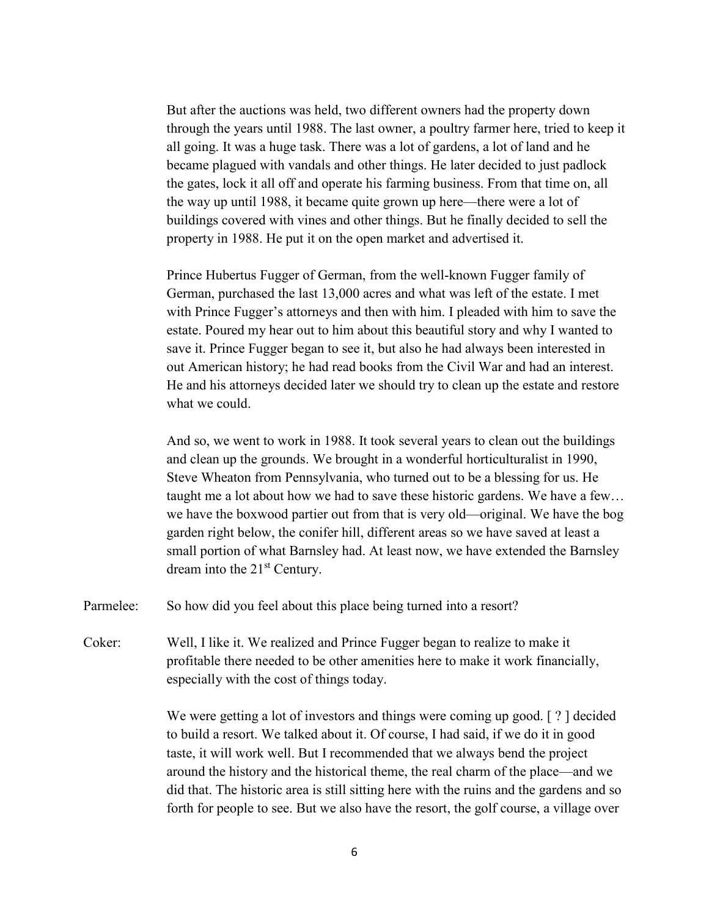But after the auctions was held, two different owners had the property down through the years until 1988. The last owner, a poultry farmer here, tried to keep it all going. It was a huge task. There was a lot of gardens, a lot of land and he became plagued with vandals and other things. He later decided to just padlock the gates, lock it all off and operate his farming business. From that time on, all the way up until 1988, it became quite grown up here—there were a lot of buildings covered with vines and other things. But he finally decided to sell the property in 1988. He put it on the open market and advertised it.

Prince Hubertus Fugger of German, from the well-known Fugger family of German, purchased the last 13,000 acres and what was left of the estate. I met with Prince Fugger's attorneys and then with him. I pleaded with him to save the estate. Poured my hear out to him about this beautiful story and why I wanted to save it. Prince Fugger began to see it, but also he had always been interested in out American history; he had read books from the Civil War and had an interest. He and his attorneys decided later we should try to clean up the estate and restore what we could.

And so, we went to work in 1988. It took several years to clean out the buildings and clean up the grounds. We brought in a wonderful horticulturalist in 1990, Steve Wheaton from Pennsylvania, who turned out to be a blessing for us. He taught me a lot about how we had to save these historic gardens. We have a few… we have the boxwood partier out from that is very old—original. We have the bog garden right below, the conifer hill, different areas so we have saved at least a small portion of what Barnsley had. At least now, we have extended the Barnsley dream into the 21st Century.

Parmelee: So how did you feel about this place being turned into a resort?

Coker: Well, I like it. We realized and Prince Fugger began to realize to make it profitable there needed to be other amenities here to make it work financially, especially with the cost of things today.

We were getting a lot of investors and things were coming up good. [ ? ] decided to build a resort. We talked about it. Of course, I had said, if we do it in good taste, it will work well. But I recommended that we always bend the project around the history and the historical theme, the real charm of the place—and we did that. The historic area is still sitting here with the ruins and the gardens and so forth for people to see. But we also have the resort, the golf course, a village over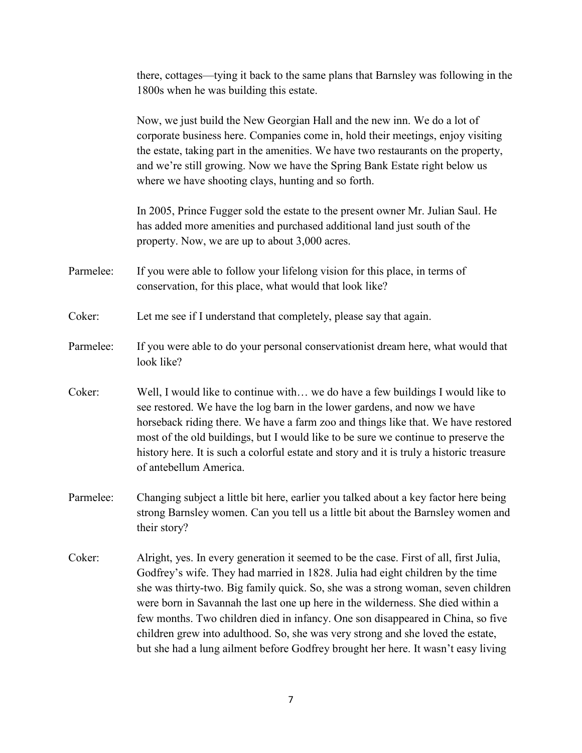there, cottages—tying it back to the same plans that Barnsley was following in the 1800s when he was building this estate.

Now, we just build the New Georgian Hall and the new inn. We do a lot of corporate business here. Companies come in, hold their meetings, enjoy visiting the estate, taking part in the amenities. We have two restaurants on the property, and we're still growing. Now we have the Spring Bank Estate right below us where we have shooting clays, hunting and so forth.

In 2005, Prince Fugger sold the estate to the present owner Mr. Julian Saul. He has added more amenities and purchased additional land just south of the property. Now, we are up to about 3,000 acres.

Parmelee: If you were able to follow your lifelong vision for this place, in terms of conservation, for this place, what would that look like?

Coker: Let me see if I understand that completely, please say that again.

Parmelee: If you were able to do your personal conservationist dream here, what would that look like?

Coker: Well, I would like to continue with… we do have a few buildings I would like to see restored. We have the log barn in the lower gardens, and now we have horseback riding there. We have a farm zoo and things like that. We have restored most of the old buildings, but I would like to be sure we continue to preserve the history here. It is such a colorful estate and story and it is truly a historic treasure of antebellum America.

Parmelee: Changing subject a little bit here, earlier you talked about a key factor here being strong Barnsley women. Can you tell us a little bit about the Barnsley women and their story?

Coker: Alright, yes. In every generation it seemed to be the case. First of all, first Julia, Godfrey's wife. They had married in 1828. Julia had eight children by the time she was thirty-two. Big family quick. So, she was a strong woman, seven children were born in Savannah the last one up here in the wilderness. She died within a few months. Two children died in infancy. One son disappeared in China, so five children grew into adulthood. So, she was very strong and she loved the estate, but she had a lung ailment before Godfrey brought her here. It wasn't easy living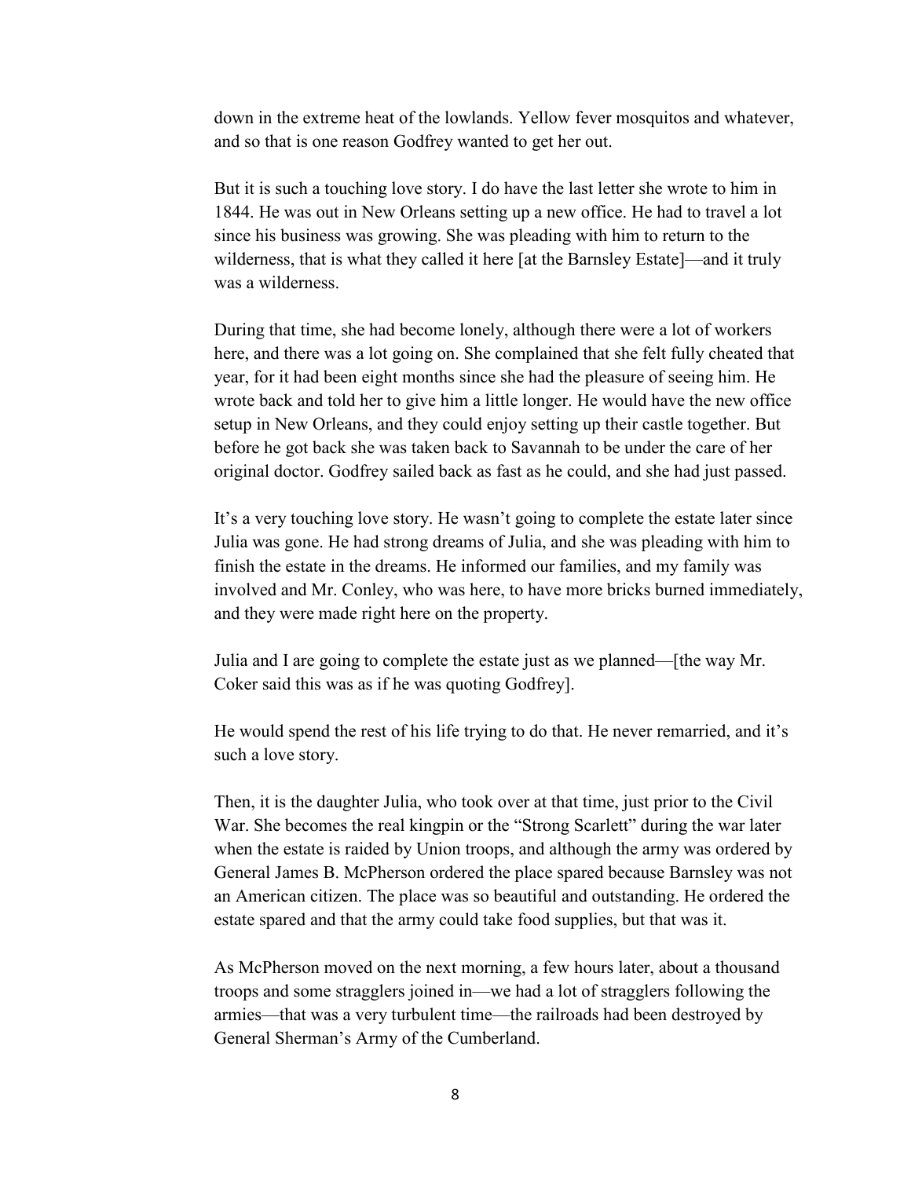down in the extreme heat of the lowlands. Yellow fever mosquitos and whatever, and so that is one reason Godfrey wanted to get her out.

But it is such a touching love story. I do have the last letter she wrote to him in 1844. He was out in New Orleans setting up a new office. He had to travel a lot since his business was growing. She was pleading with him to return to the wilderness, that is what they called it here [at the Barnsley Estate]—and it truly was a wilderness.

During that time, she had become lonely, although there were a lot of workers here, and there was a lot going on. She complained that she felt fully cheated that year, for it had been eight months since she had the pleasure of seeing him. He wrote back and told her to give him a little longer. He would have the new office setup in New Orleans, and they could enjoy setting up their castle together. But before he got back she was taken back to Savannah to be under the care of her original doctor. Godfrey sailed back as fast as he could, and she had just passed.

It's a very touching love story. He wasn't going to complete the estate later since Julia was gone. He had strong dreams of Julia, and she was pleading with him to finish the estate in the dreams. He informed our families, and my family was involved and Mr. Conley, who was here, to have more bricks burned immediately, and they were made right here on the property.

Julia and I are going to complete the estate just as we planned—[the way Mr. Coker said this was as if he was quoting Godfrey].

He would spend the rest of his life trying to do that. He never remarried, and it's such a love story.

Then, it is the daughter Julia, who took over at that time, just prior to the Civil War. She becomes the real kingpin or the "Strong Scarlett" during the war later when the estate is raided by Union troops, and although the army was ordered by General James B. McPherson ordered the place spared because Barnsley was not an American citizen. The place was so beautiful and outstanding. He ordered the estate spared and that the army could take food supplies, but that was it.

As McPherson moved on the next morning, a few hours later, about a thousand troops and some stragglers joined in—we had a lot of stragglers following the armies—that was a very turbulent time—the railroads had been destroyed by General Sherman's Army of the Cumberland.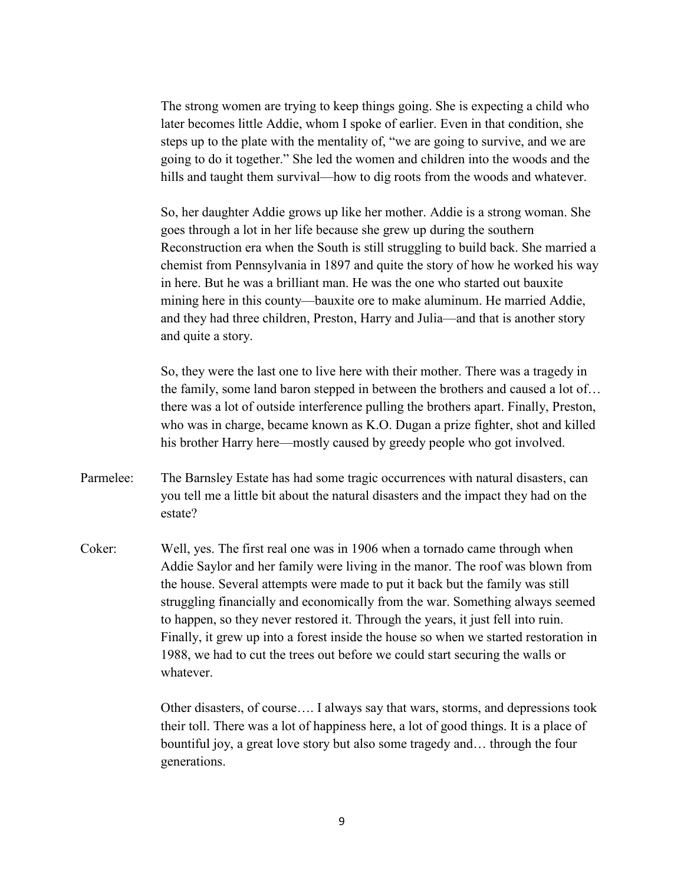The strong women are trying to keep things going. She is expecting a child who later becomes little Addie, whom I spoke of earlier. Even in that condition, she steps up to the plate with the mentality of, "we are going to survive, and we are going to do it together." She led the women and children into the woods and the hills and taught them survival—how to dig roots from the woods and whatever.

So, her daughter Addie grows up like her mother. Addie is a strong woman. She goes through a lot in her life because she grew up during the southern Reconstruction era when the South is still struggling to build back. She married a chemist from Pennsylvania in 1897 and quite the story of how he worked his way in here. But he was a brilliant man. He was the one who started out bauxite mining here in this county—bauxite ore to make aluminum. He married Addie, and they had three children, Preston, Harry and Julia—and that is another story and quite a story.

So, they were the last one to live here with their mother. There was a tragedy in the family, some land baron stepped in between the brothers and caused a lot of… there was a lot of outside interference pulling the brothers apart. Finally, Preston, who was in charge, became known as K.O. Dugan a prize fighter, shot and killed his brother Harry here—mostly caused by greedy people who got involved.

Parmelee: The Barnsley Estate has had some tragic occurrences with natural disasters, can you tell me a little bit about the natural disasters and the impact they had on the estate?

Coker: Well, yes. The first real one was in 1906 when a tornado came through when Addie Saylor and her family were living in the manor. The roof was blown from the house. Several attempts were made to put it back but the family was still struggling financially and economically from the war. Something always seemed to happen, so they never restored it. Through the years, it just fell into ruin. Finally, it grew up into a forest inside the house so when we started restoration in 1988, we had to cut the trees out before we could start securing the walls or whatever.

Other disasters, of course…. I always say that wars, storms, and depressions took their toll. There was a lot of happiness here, a lot of good things. It is a place of bountiful joy, a great love story but also some tragedy and… through the four generations.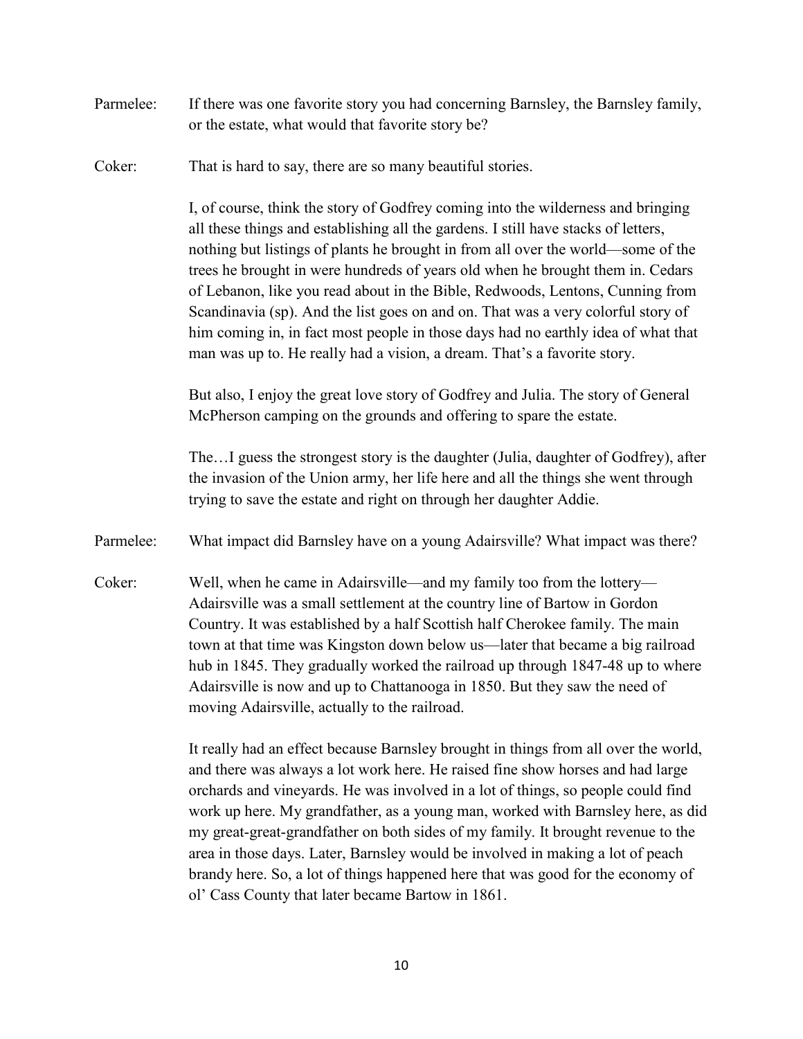Parmelee: If there was one favorite story you had concerning Barnsley, the Barnsley family, or the estate, what would that favorite story be?

Coker: That is hard to say, there are so many beautiful stories.

I, of course, think the story of Godfrey coming into the wilderness and bringing all these things and establishing all the gardens. I still have stacks of letters, nothing but listings of plants he brought in from all over the world—some of the trees he brought in were hundreds of years old when he brought them in. Cedars of Lebanon, like you read about in the Bible, Redwoods, Lentons, Cunning from Scandinavia (sp). And the list goes on and on. That was a very colorful story of him coming in, in fact most people in those days had no earthly idea of what that man was up to. He really had a vision, a dream. That's a favorite story.

But also, I enjoy the great love story of Godfrey and Julia. The story of General McPherson camping on the grounds and offering to spare the estate.

The…I guess the strongest story is the daughter (Julia, daughter of Godfrey), after the invasion of the Union army, her life here and all the things she went through trying to save the estate and right on through her daughter Addie.

Parmelee: What impact did Barnsley have on a young Adairsville? What impact was there?

Coker: Well, when he came in Adairsville—and my family too from the lottery—Adairsville was a small settlement at the country line of Bartow in Gordon Country. It was established by a half Scottish half Cherokee family. The main town at that time was Kingston down below us—later that became a big railroad hub in 1845. They gradually worked the railroad up through 1847-48 up to where Adairsville is now and up to Chattanooga in 1850. But they saw the need of moving Adairsville, actually to the railroad.

It really had an effect because Barnsley brought in things from all over the world, and there was always a lot work here. He raised fine show horses and had large orchards and vineyards. He was involved in a lot of things, so people could find work up here. My grandfather, as a young man, worked with Barnsley here, as did my great-great-grandfather on both sides of my family. It brought revenue to the area in those days. Later, Barnsley would be involved in making a lot of peach brandy here. So, a lot of things happened here that was good for the economy of ol' Cass County that later became Bartow in 1861.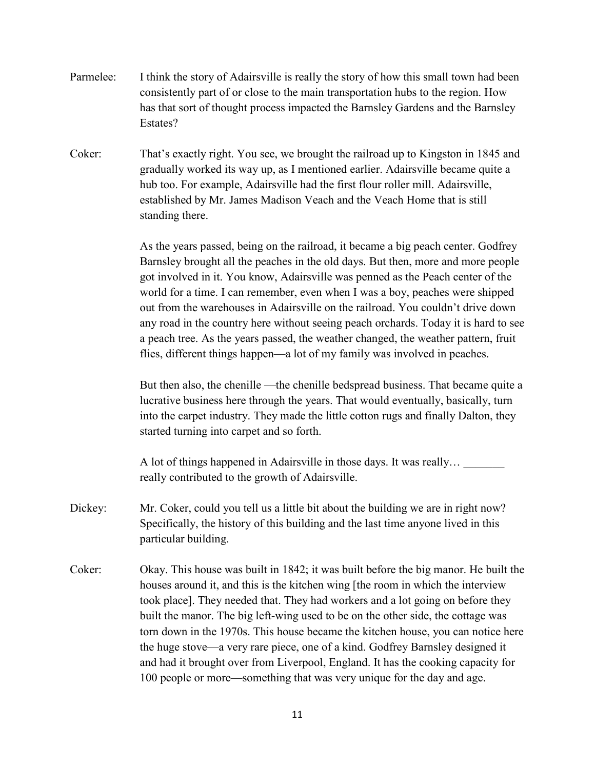Parmelee: I think the story of Adairsville is really the story of how this small town had been consistently part of or close to the main transportation hubs to the region. How has that sort of thought process impacted the Barnsley Gardens and the Barnsley Estates?

Coker: That's exactly right. You see, we brought the railroad up to Kingston in 1845 and gradually worked its way up, as I mentioned earlier. Adairsville became quite a hub too. For example, Adairsville had the first flour roller mill. Adairsville, established by Mr. James Madison Veach and the Veach Home that is still standing there.

As the years passed, being on the railroad, it became a big peach center. Godfrey Barnsley brought all the peaches in the old days. But then, more and more people got involved in it. You know, Adairsville was penned as the Peach center of the world for a time. I can remember, even when I was a boy, peaches were shipped out from the warehouses in Adairsville on the railroad. You couldn't drive down any road in the country here without seeing peach orchards. Today it is hard to see a peach tree. As the years passed, the weather changed, the weather pattern, fruit flies, different things happen—a lot of my family was involved in peaches.

But then also, the chenille —the chenille bedspread business. That became quite a lucrative business here through the years. That would eventually, basically, turn into the carpet industry. They made the little cotton rugs and finally Dalton, they started turning into carpet and so forth.

A lot of things happened in Adairsville in those days. It was really… _______ really contributed to the growth of Adairsville.

Dickey: Mr. Coker, could you tell us a little bit about the building we are in right now? Specifically, the history of this building and the last time anyone lived in this particular building.

Coker: Okay. This house was built in 1842; it was built before the big manor. He built the houses around it, and this is the kitchen wing [the room in which the interview took place]. They needed that. They had workers and a lot going on before they built the manor. The big left-wing used to be on the other side, the cottage was torn down in the 1970s. This house became the kitchen house, you can notice here the huge stove—a very rare piece, one of a kind. Godfrey Barnsley designed it and had it brought over from Liverpool, England. It has the cooking capacity for 100 people or more—something that was very unique for the day and age.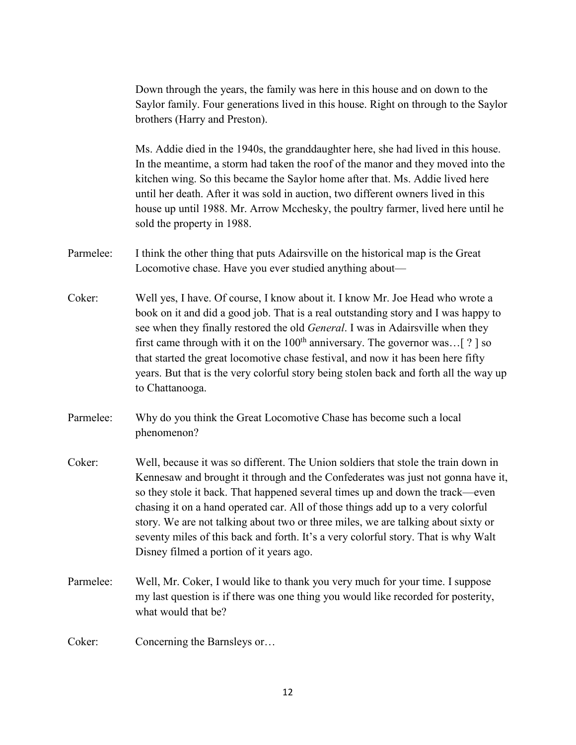Down through the years, the family was here in this house and on down to the Saylor family. Four generations lived in this house. Right on through to the Saylor brothers (Harry and Preston).

Ms. Addie died in the 1940s, the granddaughter here, she had lived in this house. In the meantime, a storm had taken the roof of the manor and they moved into the kitchen wing. So this became the Saylor home after that. Ms. Addie lived here until her death. After it was sold in auction, two different owners lived in this house up until 1988. Mr. Arrow Mcchesky, the poultry farmer, lived here until he sold the property in 1988.

Parmelee: I think the other thing that puts Adairsville on the historical map is the Great Locomotive chase. Have you ever studied anything about—

Coker: Well yes, I have. Of course, I know about it. I know Mr. Joe Head who wrote a book on it and did a good job. That is a real outstanding story and I was happy to see when they finally restored the old *General*. I was in Adairsville when they first came through with it on the 100th anniversary. The governor was…[ ? ] so that started the great locomotive chase festival, and now it has been here fifty years. But that is the very colorful story being stolen back and forth all the way up to Chattanooga.

Parmelee: Why do you think the Great Locomotive Chase has become such a local phenomenon?

Coker: Well, because it was so different. The Union soldiers that stole the train down in Kennesaw and brought it through and the Confederates was just not gonna have it, so they stole it back. That happened several times up and down the track—even chasing it on a hand operated car. All of those things add up to a very colorful story. We are not talking about two or three miles, we are talking about sixty or seventy miles of this back and forth. It's a very colorful story. That is why Walt Disney filmed a portion of it years ago.

Parmelee: Well, Mr. Coker, I would like to thank you very much for your time. I suppose my last question is if there was one thing you would like recorded for posterity, what would that be?

Coker: Concerning the Barnsleys or…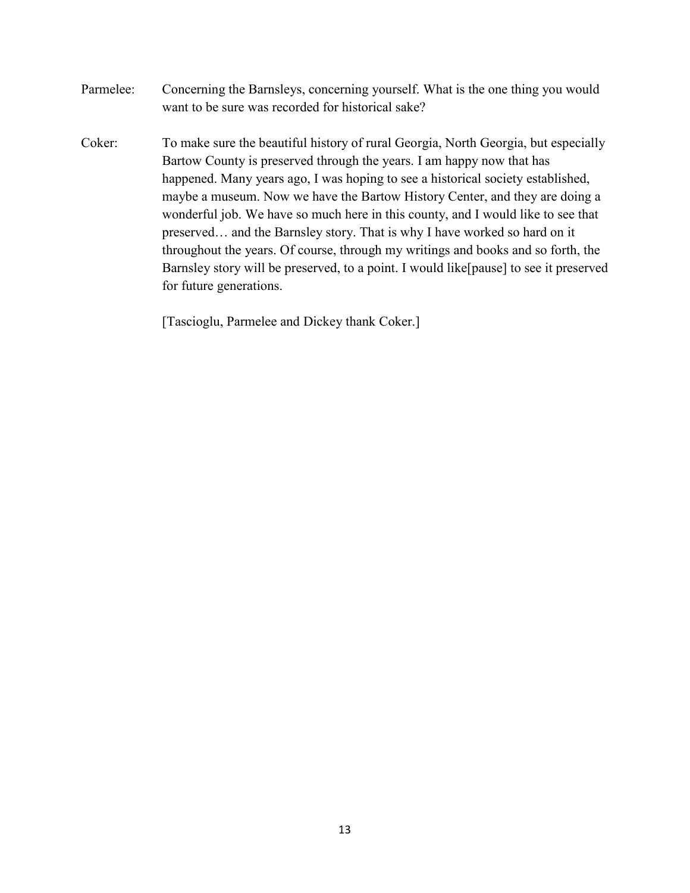Parmelee: Concerning the Barnsleys, concerning yourself. What is the one thing you would want to be sure was recorded for historical sake?

Coker: To make sure the beautiful history of rural Georgia, North Georgia, but especially Bartow County is preserved through the years. I am happy now that has happened. Many years ago, I was hoping to see a historical society established, maybe a museum. Now we have the Bartow History Center, and they are doing a wonderful job. We have so much here in this county, and I would like to see that preserved… and the Barnsley story. That is why I have worked so hard on it throughout the years. Of course, through my writings and books and so forth, the Barnsley story will be preserved, to a point. I would like[pause] to see it preserved for future generations.

[Tascioglu, Parmelee and Dickey thank Coker.]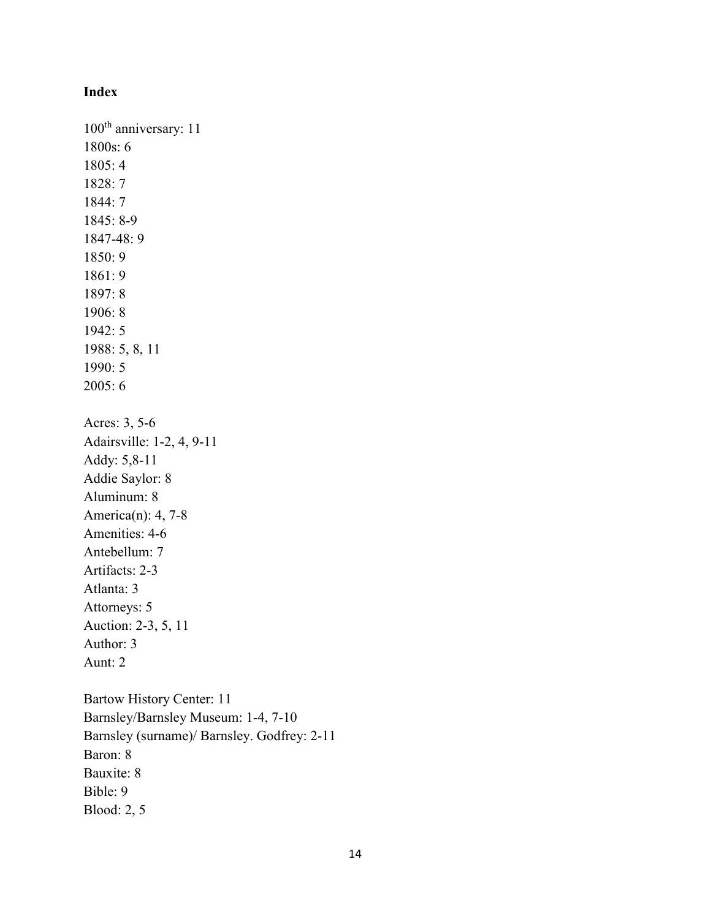## Index

100th anniversary: 11
1800s: 6
1805: 4
1828: 7
1844: 7
1845: 8-9
1847-48: 9
1850: 9
1861: 9
1897: 8
1906: 8
1942: 5
1988: 5, 8, 11
1990: 5
2005: 6

Acres: 3, 5-6
Adairsville: 1-2, 4, 9-11
Addy: 5,8-11
Addie Saylor: 8
Aluminum: 8
America(n): 4, 7-8
Amenities: 4-6
Antebellum: 7
Artifacts: 2-3
Atlanta: 3
Attorneys: 5
Auction: 2-3, 5, 11
Author: 3
Aunt: 2

Bartow History Center: 11
Barnsley/Barnsley Museum: 1-4, 7-10
Barnsley (surname)/ Barnsley. Godfrey: 2-11
Baron: 8
Bauxite: 8
Bible: 9
Blood: 2, 5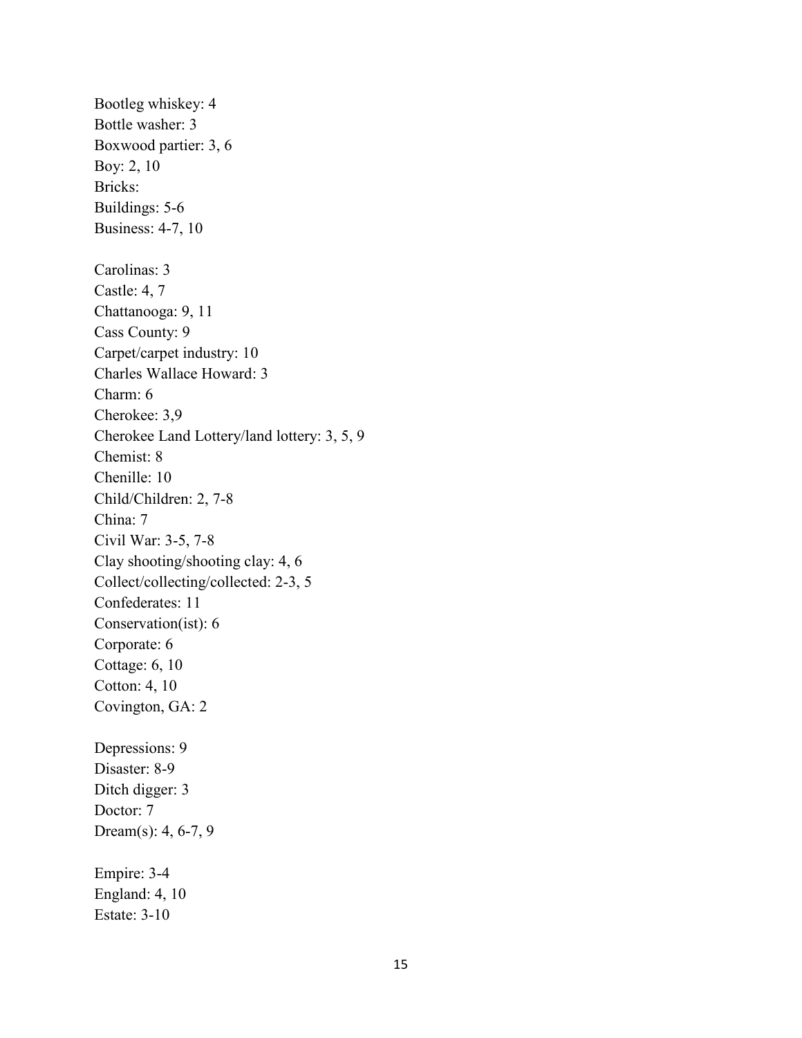Bootleg whiskey: 4
Bottle washer: 3
Boxwood partier: 3, 6
Boy: 2, 10
Bricks:
Buildings: 5-6
Business: 4-7, 10

Carolinas: 3
Castle: 4, 7
Chattanooga: 9, 11
Cass County: 9
Carpet/carpet industry: 10
Charles Wallace Howard: 3
Charm: 6
Cherokee: 3,9
Cherokee Land Lottery/land lottery: 3, 5, 9
Chemist: 8
Chenille: 10
Child/Children: 2, 7-8
China: 7
Civil War: 3-5, 7-8
Clay shooting/shooting clay: 4, 6
Collect/collecting/collected: 2-3, 5
Confederates: 11
Conservation(ist): 6
Corporate: 6
Cottage: 6, 10
Cotton: 4, 10
Covington, GA: 2

Depressions: 9
Disaster: 8-9
Ditch digger: 3
Doctor: 7
Dream(s): 4, 6-7, 9

Empire: 3-4
England: 4, 10
Estate: 3-10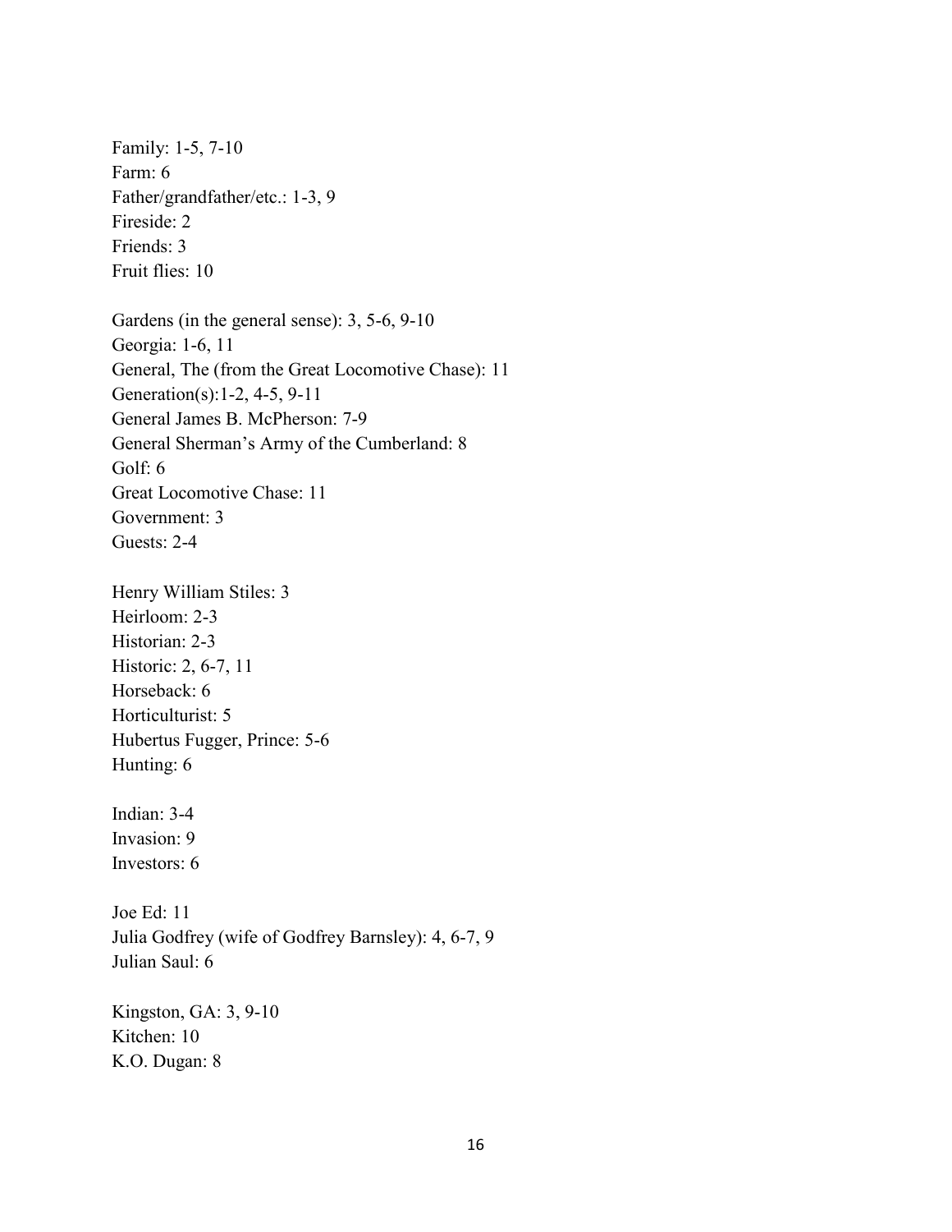Family: 1-5, 7-10
Farm: 6
Father/grandfather/etc.: 1-3, 9
Fireside: 2
Friends: 3
Fruit flies: 10

Gardens (in the general sense): 3, 5-6, 9-10
Georgia: 1-6, 11
General, The (from the Great Locomotive Chase): 11
Generation(s):1-2, 4-5, 9-11
General James B. McPherson: 7-9
General Sherman's Army of the Cumberland: 8
Golf: 6
Great Locomotive Chase: 11
Government: 3
Guests: 2-4

Henry William Stiles: 3
Heirloom: 2-3
Historian: 2-3
Historic: 2, 6-7, 11
Horseback: 6
Horticulturist: 5
Hubertus Fugger, Prince: 5-6
Hunting: 6

Indian: 3-4
Invasion: 9
Investors: 6

Joe Ed: 11
Julia Godfrey (wife of Godfrey Barnsley): 4, 6-7, 9
Julian Saul: 6

Kingston, GA: 3, 9-10
Kitchen: 10
K.O. Dugan: 8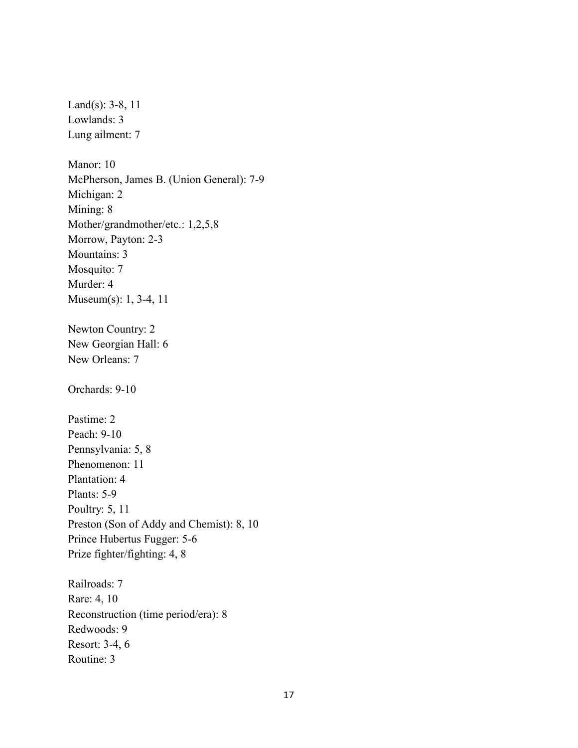Land(s): 3-8, 11
Lowlands: 3
Lung ailment: 7

Manor: 10
McPherson, James B. (Union General): 7-9
Michigan: 2
Mining: 8
Mother/grandmother/etc.: 1,2,5,8
Morrow, Payton: 2-3
Mountains: 3
Mosquito: 7
Murder: 4
Museum(s): 1, 3-4, 11

Newton Country: 2
New Georgian Hall: 6
New Orleans: 7

Orchards: 9-10

Pastime: 2
Peach: 9-10
Pennsylvania: 5, 8
Phenomenon: 11
Plantation: 4
Plants: 5-9
Poultry: 5, 11
Preston (Son of Addy and Chemist): 8, 10
Prince Hubertus Fugger: 5-6
Prize fighter/fighting: 4, 8

Railroads: 7
Rare: 4, 10
Reconstruction (time period/era): 8
Redwoods: 9
Resort: 3-4, 6
Routine: 3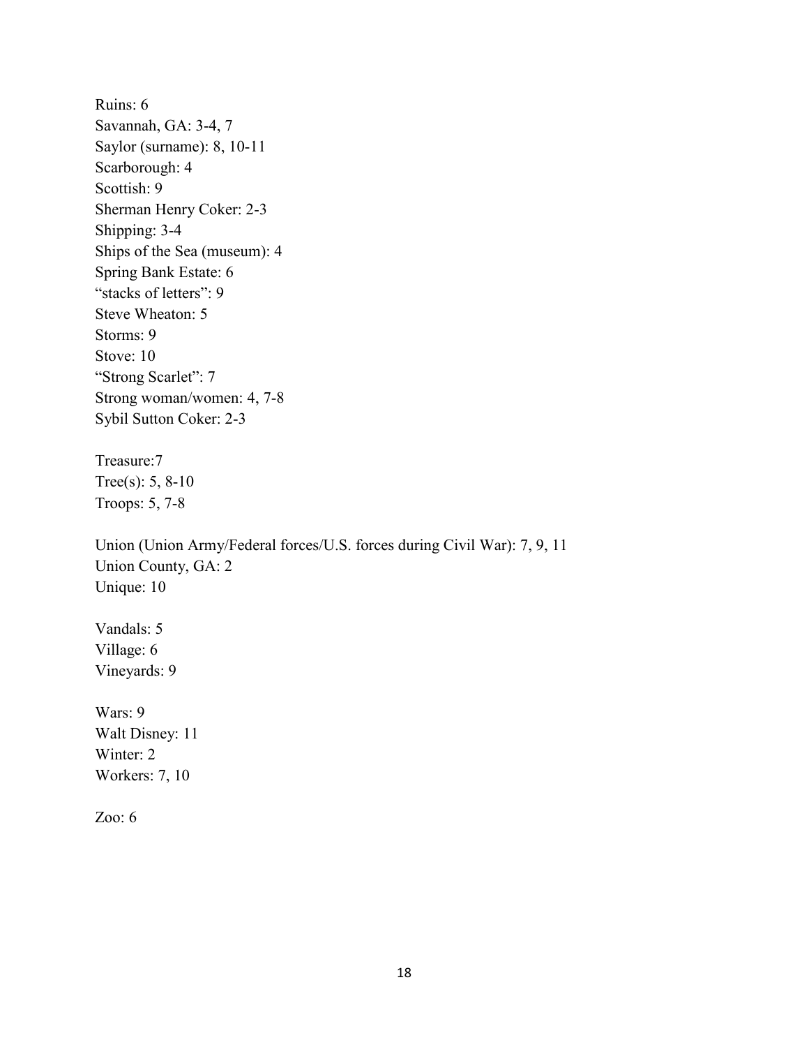Ruins: 6
Savannah, GA: 3-4, 7
Saylor (surname): 8, 10-11
Scarborough: 4
Scottish: 9
Sherman Henry Coker: 2-3
Shipping: 3-4
Ships of the Sea (museum): 4
Spring Bank Estate: 6
"stacks of letters": 9
Steve Wheaton: 5
Storms: 9
Stove: 10
"Strong Scarlet": 7
Strong woman/women: 4, 7-8
Sybil Sutton Coker: 2-3

Treasure:7
Tree(s): 5, 8-10
Troops: 5, 7-8

Union (Union Army/Federal forces/U.S. forces during Civil War): 7, 9, 11
Union County, GA: 2
Unique: 10

Vandals: 5
Village: 6
Vineyards: 9

Wars: 9
Walt Disney: 11
Winter: 2
Workers: 7, 10

Zoo: 6